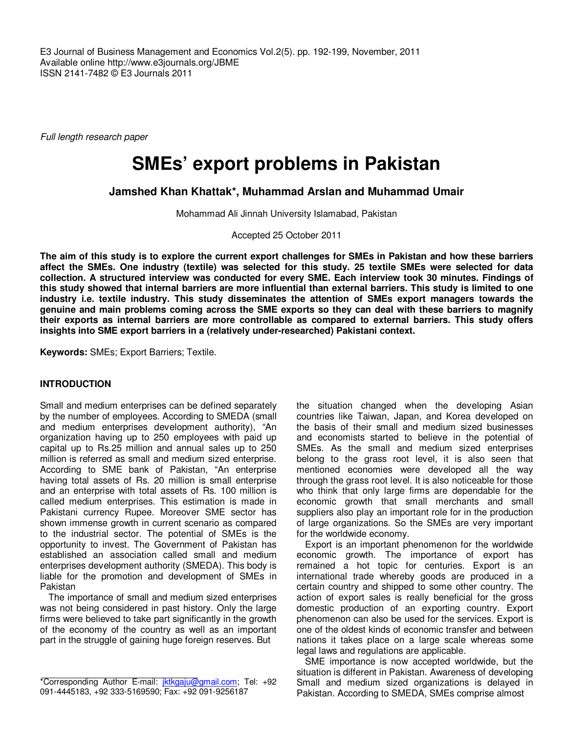Full length research paper

# SMEs' export problems in Pakistan

**Jamshed Khan Khattak\*, Muhammad Arslan and Muhammad Umair**

Mohammad Ali Jinnah University Islamabad, Pakistan

Accepted 25 October 2011

**The aim of this study is to explore the current export challenges for SMEs in Pakistan and how these barriers affect the SMEs. One industry (textile) was selected for this study. 25 textile SMEs were selected for data collection. A structured interview was conducted for every SME. Each interview took 30 minutes. Findings of this study showed that internal barriers are more influential than external barriers. This study is limited to one industry i.e. textile industry. This study disseminates the attention of SMEs export managers towards the genuine and main problems coming across the SME exports so they can deal with these barriers to magnify their exports as internal barriers are more controllable as compared to external barriers. This study offers insights into SME export barriers in a (relatively under-researched) Pakistani context.**

**Keywords:** SMEs; Export Barriers; Textile.

## INTRODUCTION

Small and medium enterprises can be defined separately by the number of employees. According to SMEDA (small and medium enterprises development authority), "An organization having up to 250 employees with paid up capital up to Rs.25 million and annual sales up to 250 million is referred as small and medium sized enterprise. According to SME bank of Pakistan, "An enterprise having total assets of Rs. 20 million is small enterprise and an enterprise with total assets of Rs. 100 million is called medium enterprises. This estimation is made in Pakistani currency Rupee. Moreover SME sector has shown immense growth in current scenario as compared to the industrial sector. The potential of SMEs is the opportunity to invest. The Government of Pakistan has established an association called small and medium enterprises development authority (SMEDA). This body is liable for the promotion and development of SMEs in Pakistan

The importance of small and medium sized enterprises was not being considered in past history. Only the large firms were believed to take part significantly in the growth of the economy of the country as well as an important part in the struggle of gaining huge foreign reserves. But the situation changed when the developing Asian countries like Taiwan, Japan, and Korea developed on the basis of their small and medium sized businesses and economists started to believe in the potential of SMEs. As the small and medium sized enterprises belong to the grass root level, it is also seen that mentioned economies were developed all the way through the grass root level. It is also noticeable for those who think that only large firms are dependable for the economic growth that small merchants and small suppliers also play an important role for in the production of large organizations. So the SMEs are very important for the worldwide economy.

Export is an important phenomenon for the worldwide economic growth. The importance of export has remained a hot topic for centuries. Export is an international trade whereby goods are produced in a certain country and shipped to some other country. The action of export sales is really beneficial for the gross domestic production of an exporting country. Export phenomenon can also be used for the services. Export is one of the oldest kinds of economic transfer and between nations it takes place on a large scale whereas some legal laws and regulations are applicable.

SME importance is now accepted worldwide, but the situation is different in Pakistan. Awareness of developing Small and medium sized organizations is delayed in Pakistan. According to SMEDA, SMEs comprise almost

\*Corresponding Author E-mail: jktkgaju@gmail.com; Tel: +92 091-4445183, +92 333-5169590; Fax: +92 091-9256187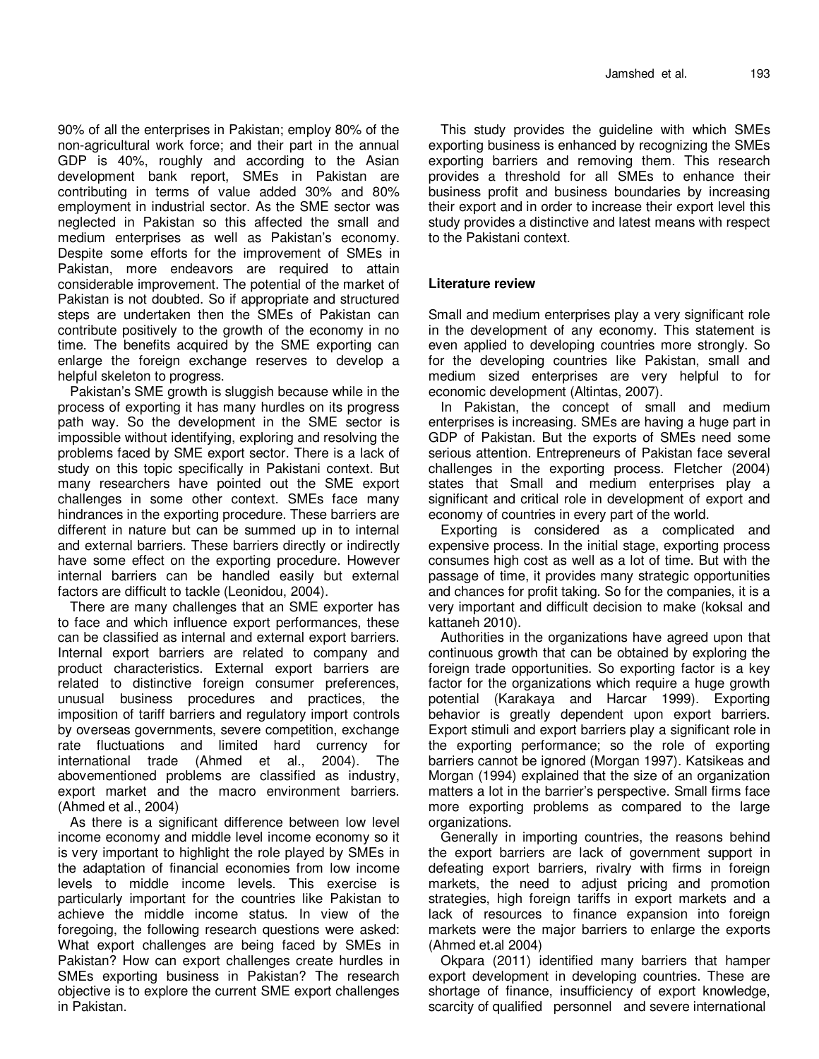90% of all the enterprises in Pakistan; employ 80% of the non-agricultural work force; and their part in the annual GDP is 40%, roughly and according to the Asian development bank report, SMEs in Pakistan are contributing in terms of value added 30% and 80% employment in industrial sector. As the SME sector was neglected in Pakistan so this affected the small and medium enterprises as well as Pakistan's economy. Despite some efforts for the improvement of SMEs in Pakistan, more endeavors are required to attain considerable improvement. The potential of the market of Pakistan is not doubted. So if appropriate and structured steps are undertaken then the SMEs of Pakistan can contribute positively to the growth of the economy in no time. The benefits acquired by the SME exporting can enlarge the foreign exchange reserves to develop a helpful skeleton to progress.

Pakistan's SME growth is sluggish because while in the process of exporting it has many hurdles on its progress path way. So the development in the SME sector is impossible without identifying, exploring and resolving the problems faced by SME export sector. There is a lack of study on this topic specifically in Pakistani context. But many researchers have pointed out the SME export challenges in some other context. SMEs face many hindrances in the exporting procedure. These barriers are different in nature but can be summed up in to internal and external barriers. These barriers directly or indirectly have some effect on the exporting procedure. However internal barriers can be handled easily but external factors are difficult to tackle (Leonidou, 2004).

There are many challenges that an SME exporter has to face and which influence export performances, these can be classified as internal and external export barriers. Internal export barriers are related to company and product characteristics. External export barriers are related to distinctive foreign consumer preferences, unusual business procedures and practices, the imposition of tariff barriers and regulatory import controls by overseas governments, severe competition, exchange rate fluctuations and limited hard currency for international trade (Ahmed et al., 2004). The abovementioned problems are classified as industry, export market and the macro environment barriers. (Ahmed et al., 2004)

As there is a significant difference between low level income economy and middle level income economy so it is very important to highlight the role played by SMEs in the adaptation of financial economies from low income levels to middle income levels. This exercise is particularly important for the countries like Pakistan to achieve the middle income status. In view of the foregoing, the following research questions were asked: What export challenges are being faced by SMEs in Pakistan? How can export challenges create hurdles in SMEs exporting business in Pakistan? The research objective is to explore the current SME export challenges in Pakistan.

This study provides the guideline with which SMEs exporting business is enhanced by recognizing the SMEs exporting barriers and removing them. This research provides a threshold for all SMEs to enhance their business profit and business boundaries by increasing their export and in order to increase their export level this study provides a distinctive and latest means with respect to the Pakistani context.

## Literature review

Small and medium enterprises play a very significant role in the development of any economy. This statement is even applied to developing countries more strongly. So for the developing countries like Pakistan, small and medium sized enterprises are very helpful to for economic development (Altintas, 2007).

In Pakistan, the concept of small and medium enterprises is increasing. SMEs are having a huge part in GDP of Pakistan. But the exports of SMEs need some serious attention. Entrepreneurs of Pakistan face several challenges in the exporting process. Fletcher (2004) states that Small and medium enterprises play a significant and critical role in development of export and economy of countries in every part of the world.

Exporting is considered as a complicated and expensive process. In the initial stage, exporting process consumes high cost as well as a lot of time. But with the passage of time, it provides many strategic opportunities and chances for profit taking. So for the companies, it is a very important and difficult decision to make (koksal and kattaneh 2010).

Authorities in the organizations have agreed upon that continuous growth that can be obtained by exploring the foreign trade opportunities. So exporting factor is a key factor for the organizations which require a huge growth potential (Karakaya and Harcar 1999). Exporting behavior is greatly dependent upon export barriers. Export stimuli and export barriers play a significant role in the exporting performance; so the role of exporting barriers cannot be ignored (Morgan 1997). Katsikeas and Morgan (1994) explained that the size of an organization matters a lot in the barrier's perspective. Small firms face more exporting problems as compared to the large organizations.

Generally in importing countries, the reasons behind the export barriers are lack of government support in defeating export barriers, rivalry with firms in foreign markets, the need to adjust pricing and promotion strategies, high foreign tariffs in export markets and a lack of resources to finance expansion into foreign markets were the major barriers to enlarge the exports (Ahmed et.al 2004)

Okpara (2011) identified many barriers that hamper export development in developing countries. These are shortage of finance, insufficiency of export knowledge, scarcity of qualified personnel and severe international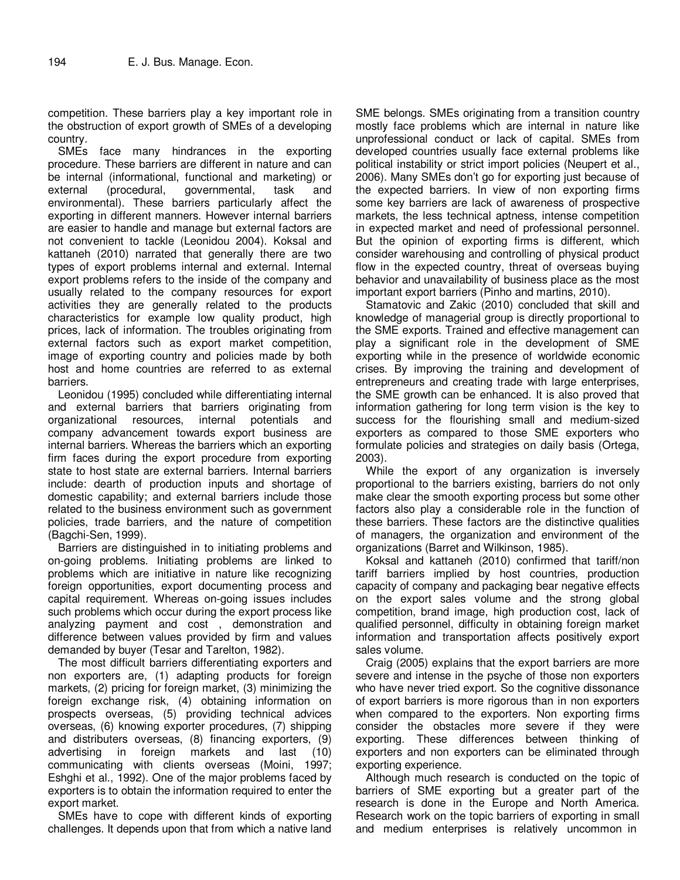competition. These barriers play a key important role in the obstruction of export growth of SMEs of a developing country.

SMEs face many hindrances in the exporting procedure. These barriers are different in nature and can be internal (informational, functional and marketing) or external (procedural, governmental, task and environmental). These barriers particularly affect the exporting in different manners. However internal barriers are easier to handle and manage but external factors are not convenient to tackle (Leonidou 2004). Koksal and kattaneh (2010) narrated that generally there are two types of export problems internal and external. Internal export problems refers to the inside of the company and usually related to the company resources for export activities they are generally related to the products characteristics for example low quality product, high prices, lack of information. The troubles originating from external factors such as export market competition, image of exporting country and policies made by both host and home countries are referred to as external barriers.

Leonidou (1995) concluded while differentiating internal and external barriers that barriers originating from organizational resources, internal potentials and company advancement towards export business are internal barriers. Whereas the barriers which an exporting firm faces during the export procedure from exporting state to host state are external barriers. Internal barriers include: dearth of production inputs and shortage of domestic capability; and external barriers include those related to the business environment such as government policies, trade barriers, and the nature of competition (Bagchi-Sen, 1999).

Barriers are distinguished in to initiating problems and on-going problems. Initiating problems are linked to problems which are initiative in nature like recognizing foreign opportunities, export documenting process and capital requirement. Whereas on-going issues includes such problems which occur during the export process like analyzing payment and cost , demonstration and difference between values provided by firm and values demanded by buyer (Tesar and Tarelton, 1982).

The most difficult barriers differentiating exporters and non exporters are, (1) adapting products for foreign markets, (2) pricing for foreign market, (3) minimizing the foreign exchange risk, (4) obtaining information on prospects overseas, (5) providing technical advices overseas, (6) knowing exporter procedures, (7) shipping and distributers overseas, (8) financing exporters, (9) advertising in foreign markets and last (10) communicating with clients overseas (Moini, 1997; Eshghi et al., 1992). One of the major problems faced by exporters is to obtain the information required to enter the export market.

SMEs have to cope with different kinds of exporting challenges. It depends upon that from which a native land SME belongs. SMEs originating from a transition country mostly face problems which are internal in nature like unprofessional conduct or lack of capital. SMEs from developed countries usually face external problems like political instability or strict import policies (Neupert et al., 2006). Many SMEs don't go for exporting just because of the expected barriers. In view of non exporting firms some key barriers are lack of awareness of prospective markets, the less technical aptness, intense competition in expected market and need of professional personnel. But the opinion of exporting firms is different, which consider warehousing and controlling of physical product flow in the expected country, threat of overseas buying behavior and unavailability of business place as the most important export barriers (Pinho and martins, 2010).

Stamatovic and Zakic (2010) concluded that skill and knowledge of managerial group is directly proportional to the SME exports. Trained and effective management can play a significant role in the development of SME exporting while in the presence of worldwide economic crises. By improving the training and development of entrepreneurs and creating trade with large enterprises, the SME growth can be enhanced. It is also proved that information gathering for long term vision is the key to success for the flourishing small and medium-sized exporters as compared to those SME exporters who formulate policies and strategies on daily basis (Ortega, 2003).

While the export of any organization is inversely proportional to the barriers existing, barriers do not only make clear the smooth exporting process but some other factors also play a considerable role in the function of these barriers. These factors are the distinctive qualities of managers, the organization and environment of the organizations (Barret and Wilkinson, 1985).

Koksal and kattaneh (2010) confirmed that tariff/non tariff barriers implied by host countries, production capacity of company and packaging bear negative effects on the export sales volume and the strong global competition, brand image, high production cost, lack of qualified personnel, difficulty in obtaining foreign market information and transportation affects positively export sales volume.

Craig (2005) explains that the export barriers are more severe and intense in the psyche of those non exporters who have never tried export. So the cognitive dissonance of export barriers is more rigorous than in non exporters when compared to the exporters. Non exporting firms consider the obstacles more severe if they were exporting. These differences between thinking of exporters and non exporters can be eliminated through exporting experience.

Although much research is conducted on the topic of barriers of SME exporting but a greater part of the research is done in the Europe and North America. Research work on the topic barriers of exporting in small and medium enterprises is relatively uncommon in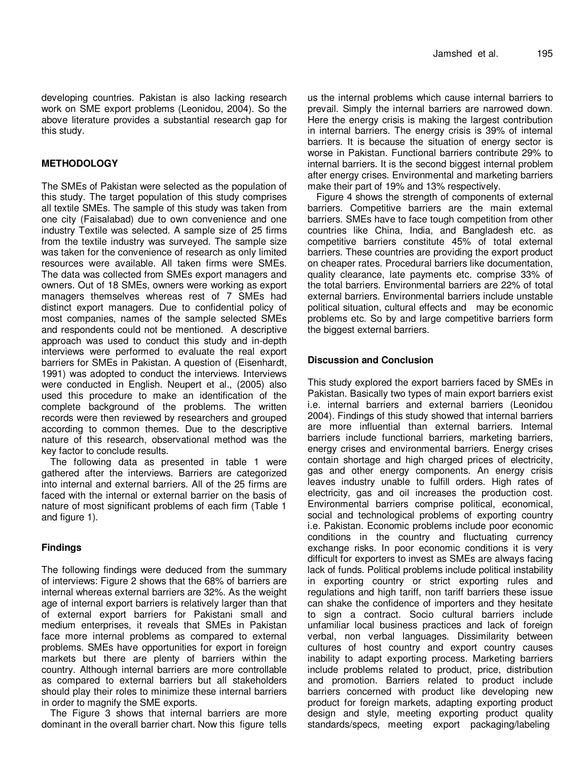developing countries. Pakistan is also lacking research work on SME export problems (Leonidou, 2004). So the above literature provides a substantial research gap for this study.

## METHODOLOGY

The SMEs of Pakistan were selected as the population of this study. The target population of this study comprises all textile SMEs. The sample of this study was taken from one city (Faisalabad) due to own convenience and one industry Textile was selected. A sample size of 25 firms from the textile industry was surveyed. The sample size was taken for the convenience of research as only limited resources were available. All taken firms were SMEs. The data was collected from SMEs export managers and owners. Out of 18 SMEs, owners were working as export managers themselves whereas rest of 7 SMEs had distinct export managers. Due to confidential policy of most companies, names of the sample selected SMEs and respondents could not be mentioned. A descriptive approach was used to conduct this study and in-depth interviews were performed to evaluate the real export barriers for SMEs in Pakistan. A question of (Eisenhardt, 1991) was adopted to conduct the interviews. Interviews were conducted in English. Neupert et al., (2005) also used this procedure to make an identification of the complete background of the problems. The written records were then reviewed by researchers and grouped according to common themes. Due to the descriptive nature of this research, observational method was the key factor to conclude results.

The following data as presented in table 1 were gathered after the interviews. Barriers are categorized into internal and external barriers. All of the 25 firms are faced with the internal or external barrier on the basis of nature of most significant problems of each firm (Table 1 and figure 1).

### Findings

The following findings were deduced from the summary of interviews: Figure 2 shows that the 68% of barriers are internal whereas external barriers are 32%. As the weight age of internal export barriers is relatively larger than that of external export barriers for Pakistani small and medium enterprises, it reveals that SMEs in Pakistan face more internal problems as compared to external problems. SMEs have opportunities for export in foreign markets but there are plenty of barriers within the country. Although internal barriers are more controllable as compared to external barriers but all stakeholders should play their roles to minimize these internal barriers in order to magnify the SME exports.

The Figure 3 shows that internal barriers are more dominant in the overall barrier chart. Now this figure tells us the internal problems which cause internal barriers to prevail. Simply the internal barriers are narrowed down. Here the energy crisis is making the largest contribution in internal barriers. The energy crisis is 39% of internal barriers. It is because the situation of energy sector is worse in Pakistan. Functional barriers contribute 29% to internal barriers. It is the second biggest internal problem after energy crises. Environmental and marketing barriers make their part of 19% and 13% respectively.

Figure 4 shows the strength of components of external barriers. Competitive barriers are the main external barriers. SMEs have to face tough competition from other countries like China, India, and Bangladesh etc. as competitive barriers constitute 45% of total external barriers. These countries are providing the export product on cheaper rates. Procedural barriers like documentation, quality clearance, late payments etc. comprise 33% of the total barriers. Environmental barriers are 22% of total external barriers. Environmental barriers include unstable political situation, cultural effects and may be economic problems etc. So by and large competitive barriers form the biggest external barriers.

### Discussion and Conclusion

This study explored the export barriers faced by SMEs in Pakistan. Basically two types of main export barriers exist i.e. internal barriers and external barriers (Leonidou 2004). Findings of this study showed that internal barriers are more influential than external barriers. Internal barriers include functional barriers, marketing barriers, energy crises and environmental barriers. Energy crises contain shortage and high charged prices of electricity, gas and other energy components. An energy crisis leaves industry unable to fulfill orders. High rates of electricity, gas and oil increases the production cost. Environmental barriers comprise political, economical, social and technological problems of exporting country i.e. Pakistan. Economic problems include poor economic conditions in the country and fluctuating currency exchange risks. In poor economic conditions it is very difficult for exporters to invest as SMEs are always facing lack of funds. Political problems include political instability in exporting country or strict exporting rules and regulations and high tariff, non tariff barriers these issue can shake the confidence of importers and they hesitate to sign a contract. Socio cultural barriers include unfamiliar local business practices and lack of foreign verbal, non verbal languages. Dissimilarity between cultures of host country and export country causes inability to adapt exporting process. Marketing barriers include problems related to product, price, distribution and promotion. Barriers related to product include barriers concerned with product like developing new product for foreign markets, adapting exporting product design and style, meeting exporting product quality standards/specs, meeting export packaging/labeling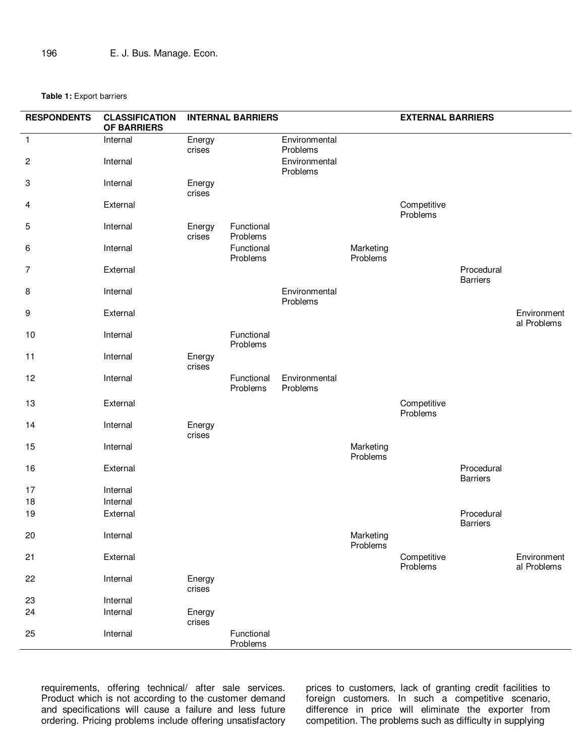**Table 1:** Export barriers

| RESPONDENTS | CLASSIFICATION OF BARRIERS | INTERNAL BARRIERS | | | | EXTERNAL BARRIERS | | |
|---|---|---|---|---|---|---|---|---|
| 1 | Internal | Energy crises | | Environmental Problems | | | | |
| 2 | Internal | | | Environmental Problems | | | | |
| 3 | Internal | Energy crises | | | | | | |
| 4 | External | | | | | Competitive Problems | | |
| 5 | Internal | Energy crises | Functional Problems | | | | | |
| 6 | Internal | | Functional Problems | | Marketing Problems | | | |
| 7 | External | | | | | | Procedural Barriers | |
| 8 | Internal | | | Environmental Problems | | | | |
| 9 | External | | | | | | | Environmental Problems |
| 10 | Internal | | Functional Problems | | | | | |
| 11 | Internal | Energy crises | | | | | | |
| 12 | Internal | | Functional Problems | Environmental Problems | | | | |
| 13 | External | | | | | Competitive Problems | | |
| 14 | Internal | Energy crises | | | | | | |
| 15 | Internal | | | | Marketing Problems | | | |
| 16 | External | | | | | | Procedural Barriers | |
| 17 | Internal | | | | | | | |
| 18 | Internal | | | | | | | |
| 19 | External | | | | | | Procedural Barriers | |
| 20 | Internal | | | | Marketing Problems | | | |
| 21 | External | | | | | Competitive Problems | | Environmental Problems |
| 22 | Internal | Energy crises | | | | | | |
| 23 | Internal | | | | | | | |
| 24 | Internal | Energy crises | | | | | | |
| 25 | Internal | | Functional Problems | | | | | |

requirements, offering technical/ after sale services. Product which is not according to the customer demand and specifications will cause a failure and less future ordering. Pricing problems include offering unsatisfactory prices to customers, lack of granting credit facilities to foreign customers. In such a competitive scenario, difference in price will eliminate the exporter from competition. The problems such as difficulty in supplying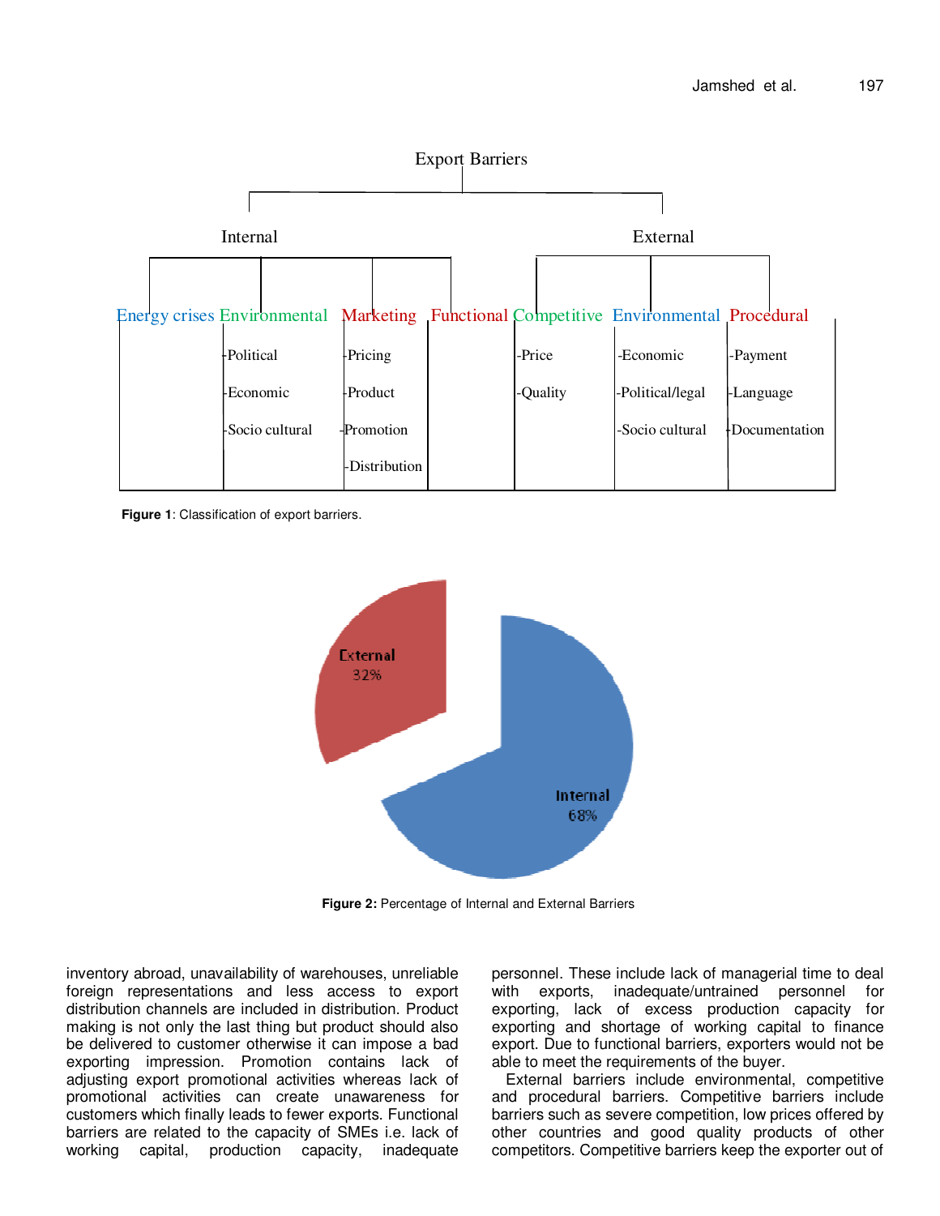Export Barriers

Internal

- Energy crises
- Environmental
  - Political
  - Economic
  - Socio cultural
- Marketing
  - Pricing
  - Product
  - Promotion
  - Distribution
- Functional

External

- Competitive
  - Price
  - Quality
- Environmental
  - Economic
  - Political/legal
  - Socio cultural
- Procedural
  - Payment
  - Language
  - Documentation

**Figure 1**: Classification of export barriers.

External 32%

Internal 68%

**Figure 2:** Percentage of Internal and External Barriers

inventory abroad, unavailability of warehouses, unreliable foreign representations and less access to export distribution channels are included in distribution. Product making is not only the last thing but product should also be delivered to customer otherwise it can impose a bad exporting impression. Promotion contains lack of adjusting export promotional activities whereas lack of promotional activities can create unawareness for customers which finally leads to fewer exports. Functional barriers are related to the capacity of SMEs i.e. lack of working capital, production capacity, inadequate personnel. These include lack of managerial time to deal with exports, inadequate/untrained personnel for exporting, lack of excess production capacity for exporting and shortage of working capital to finance export. Due to functional barriers, exporters would not be able to meet the requirements of the buyer.

External barriers include environmental, competitive and procedural barriers. Competitive barriers include barriers such as severe competition, low prices offered by other countries and good quality products of other competitors. Competitive barriers keep the exporter out of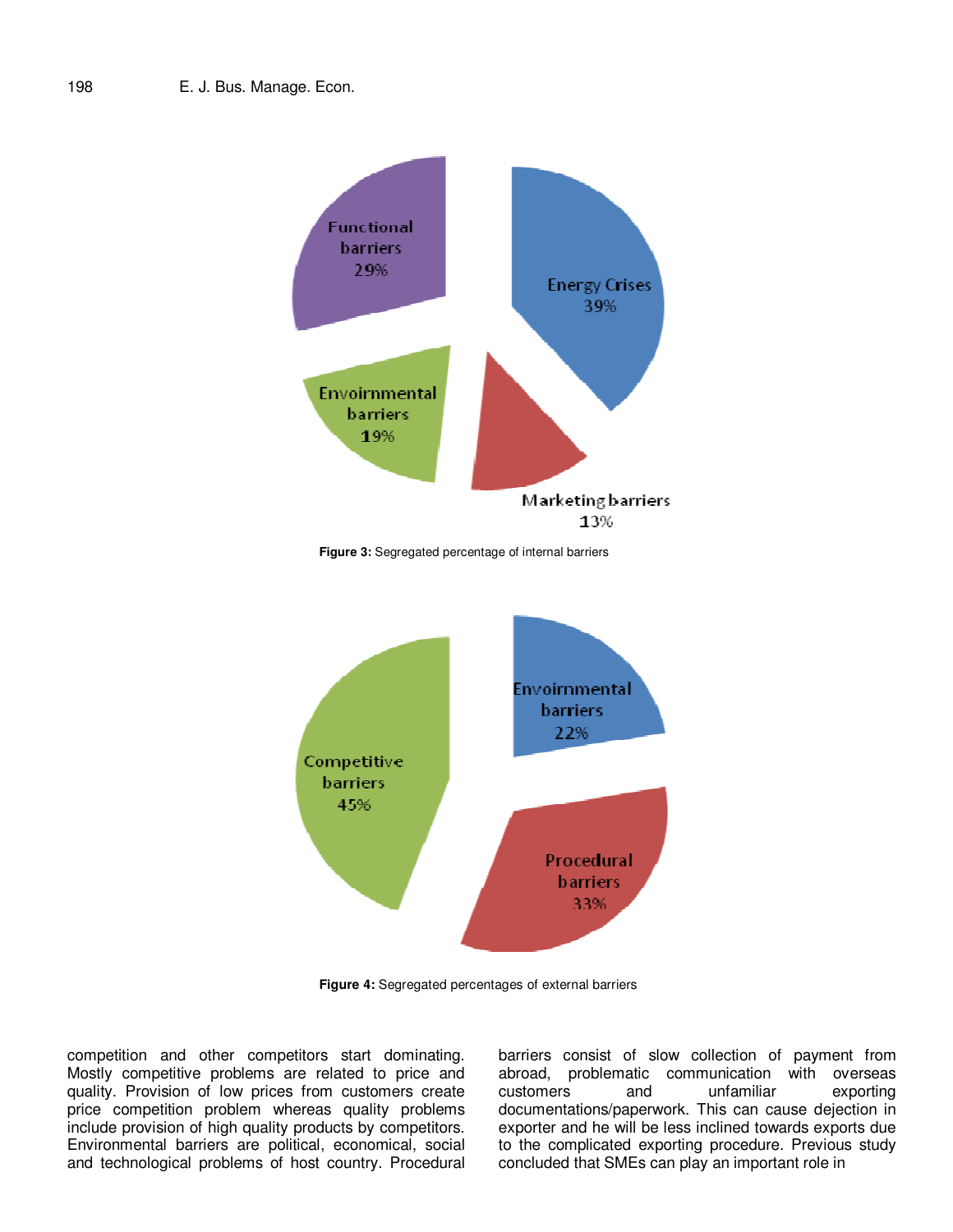Figure 3: Segregated percentage of internal barriers

Figure 4: Segregated percentages of external barriers

competition and other competitors start dominating. Mostly competitive problems are related to price and quality. Provision of low prices from customers create price competition problem whereas quality problems include provision of high quality products by competitors. Environmental barriers are political, economical, social and technological problems of host country. Procedural barriers consist of slow collection of payment from abroad, problematic communication with overseas customers and unfamiliar exporting documentations/paperwork. This can cause dejection in exporter and he will be less inclined towards exports due to the complicated exporting procedure. Previous study concluded that SMEs can play an important role in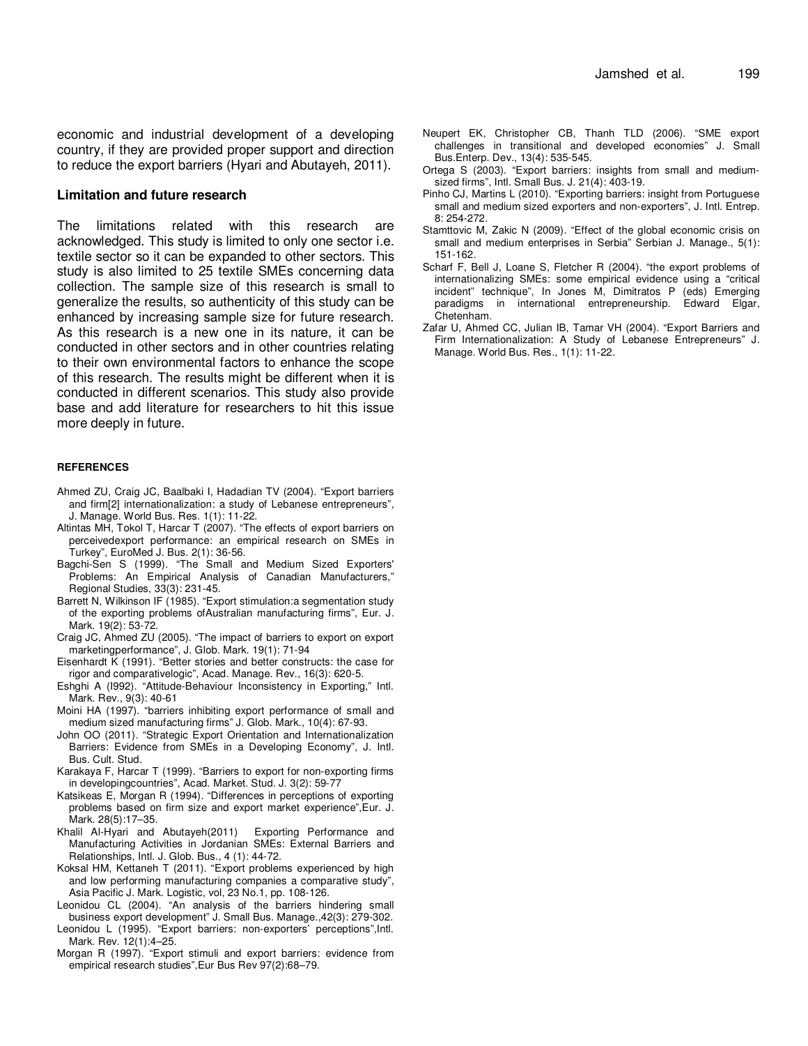economic and industrial development of a developing country, if they are provided proper support and direction to reduce the export barriers (Hyari and Abutayeh, 2011).

### Limitation and future research

The limitations related with this research are acknowledged. This study is limited to only one sector i.e. textile sector so it can be expanded to other sectors. This study is also limited to 25 textile SMEs concerning data collection. The sample size of this research is small to generalize the results, so authenticity of this study can be enhanced by increasing sample size for future research. As this research is a new one in its nature, it can be conducted in other sectors and in other countries relating to their own environmental factors to enhance the scope of this research. The results might be different when it is conducted in different scenarios. This study also provide base and add literature for researchers to hit this issue more deeply in future.

#### REFERENCES

Ahmed ZU, Craig JC, Baalbaki I, Hadadian TV (2004). "Export barriers and firm[2] internationalization: a study of Lebanese entrepreneurs", J. Manage. World Bus. Res. 1(1): 11-22.

Altintas MH, Tokol T, Harcar T (2007). "The effects of export barriers on perceivedexport performance: an empirical research on SMEs in Turkey", EuroMed J. Bus. 2(1): 36-56.

Bagchi-Sen S (1999). "The Small and Medium Sized Exporters' Problems: An Empirical Analysis of Canadian Manufacturers," Regional Studies, 33(3): 231-45.

Barrett N, Wilkinson IF (1985). "Export stimulation:a segmentation study of the exporting problems ofAustralian manufacturing firms", Eur. J. Mark. 19(2): 53-72.

Craig JC, Ahmed ZU (2005). "The impact of barriers to export on export marketingperformance", J. Glob. Mark. 19(1): 71-94

Eisenhardt K (1991). "Better stories and better constructs: the case for rigor and comparativelogic", Acad. Manage. Rev., 16(3): 620-5.

Eshghi A (I992). "Attitude-Behaviour Inconsistency in Exporting," Intl. Mark. Rev., 9(3): 40-61

Moini HA (1997). "barriers inhibiting export performance of small and medium sized manufacturing firms" J. Glob. Mark., 10(4): 67-93.

John OO (2011). "Strategic Export Orientation and Internationalization Barriers: Evidence from SMEs in a Developing Economy", J. Intl. Bus. Cult. Stud.

Karakaya F, Harcar T (1999). "Barriers to export for non-exporting firms in developingcountries", Acad. Market. Stud. J. 3(2): 59-77

Katsikeas E, Morgan R (1994). "Differences in perceptions of exporting problems based on firm size and export market experience",Eur. J. Mark. 28(5):17–35.

Khalil Al-Hyari and Abutayeh(2011) Exporting Performance and Manufacturing Activities in Jordanian SMEs: External Barriers and Relationships, Intl. J. Glob. Bus., 4 (1): 44-72.

Koksal HM, Kettaneh T (2011). "Export problems experienced by high and low performing manufacturing companies a comparative study", Asia Pacific J. Mark. Logistic, vol, 23 No.1, pp. 108-126.

Leonidou CL (2004). "An analysis of the barriers hindering small business export development" J. Small Bus. Manage.,42(3): 279-302.

Leonidou L (1995). "Export barriers: non-exporters' perceptions",Intl. Mark. Rev. 12(1):4–25.

Morgan R (1997). "Export stimuli and export barriers: evidence from empirical research studies",Eur Bus Rev 97(2):68–79.

Neupert EK, Christopher CB, Thanh TLD (2006). "SME export challenges in transitional and developed economies" J. Small Bus.Enterp. Dev., 13(4): 535-545.

Ortega S (2003). "Export barriers: insights from small and medium-sized firms", Intl. Small Bus. J. 21(4): 403-19.

Pinho CJ, Martins L (2010). "Exporting barriers: insight from Portuguese small and medium sized exporters and non-exporters", J. Intl. Entrep. 8: 254-272.

Stamttovic M, Zakic N (2009). "Effect of the global economic crisis on small and medium enterprises in Serbia" Serbian J. Manage., 5(1): 151-162.

Scharf F, Bell J, Loane S, Fletcher R (2004). "the export problems of internationalizing SMEs: some empirical evidence using a "critical incident" technique", In Jones M, Dimitratos P (eds) Emerging paradigms in international entrepreneurship. Edward Elgar, Chetenham.

Zafar U, Ahmed CC, Julian IB, Tamar VH (2004). "Export Barriers and Firm Internationalization: A Study of Lebanese Entrepreneurs" J. Manage. World Bus. Res., 1(1): 11-22.